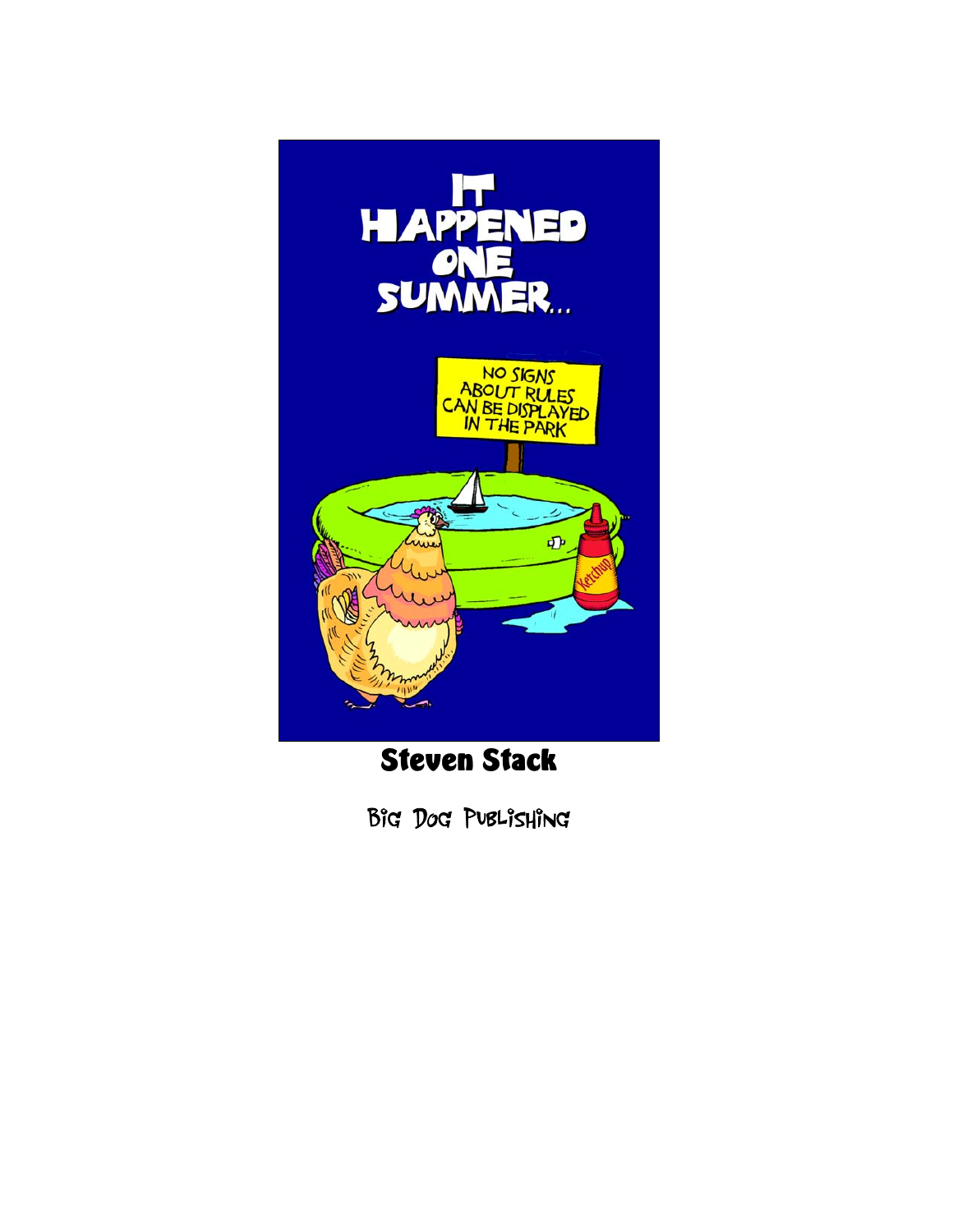# IT HAPPENED ONE SUMMER...

NO SIGNS ABOUT RULES CAN BE DISPLAYED IN THE PARK

Ketchup

**Steven Stack**

Big Dog Publishing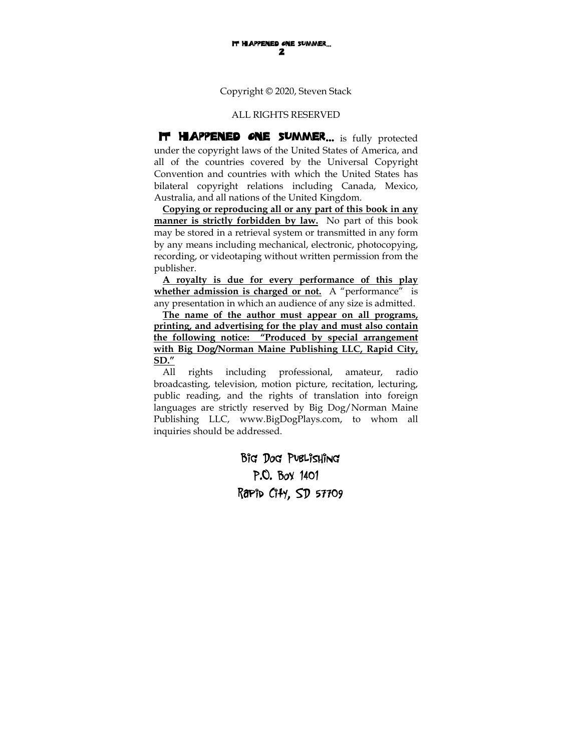Copyright © 2020, Steven Stack

ALL RIGHTS RESERVED

**IT HAPPENED ONE SUMMER…** is fully protected under the copyright laws of the United States of America, and all of the countries covered by the Universal Copyright Convention and countries with which the United States has bilateral copyright relations including Canada, Mexico, Australia, and all nations of the United Kingdom.

**Copying or reproducing all or any part of this book in any manner is strictly forbidden by law.** No part of this book may be stored in a retrieval system or transmitted in any form by any means including mechanical, electronic, photocopying, recording, or videotaping without written permission from the publisher.

**A royalty is due for every performance of this play whether admission is charged or not.** A "performance" is any presentation in which an audience of any size is admitted.

**The name of the author must appear on all programs, printing, and advertising for the play and must also contain the following notice: "Produced by special arrangement with Big Dog/Norman Maine Publishing LLC, Rapid City, SD."**

All rights including professional, amateur, radio broadcasting, television, motion picture, recitation, lecturing, public reading, and the rights of translation into foreign languages are strictly reserved by Big Dog/Norman Maine Publishing LLC, www.BigDogPlays.com, to whom all inquiries should be addressed.

Big Dog Publishing
P.O. Box 1401
Rapid City, SD 57709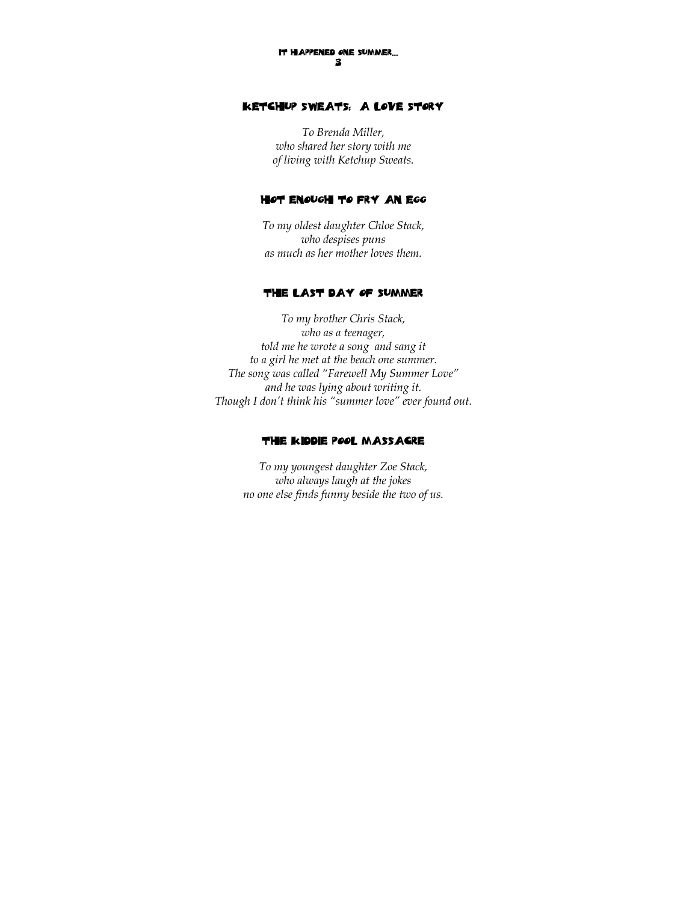## Ketchup Sweats: A Love Story

*To Brenda Miller,*
*who shared her story with me*
*of living with Ketchup Sweats.*

## Hot Enough to Fry an Egg

*To my oldest daughter Chloe Stack,*
*who despises puns*
*as much as her mother loves them.*

## The Last Day of Summer

*To my brother Chris Stack,*
*who as a teenager,*
*told me he wrote a song and sang it*
*to a girl he met at the beach one summer.*
*The song was called "Farewell My Summer Love"*
*and he was lying about writing it.*
*Though I don't think his "summer love" ever found out.*

## The Kiddie Pool Massacre

*To my youngest daughter Zoe Stack,*
*who always laugh at the jokes*
*no one else finds funny beside the two of us.*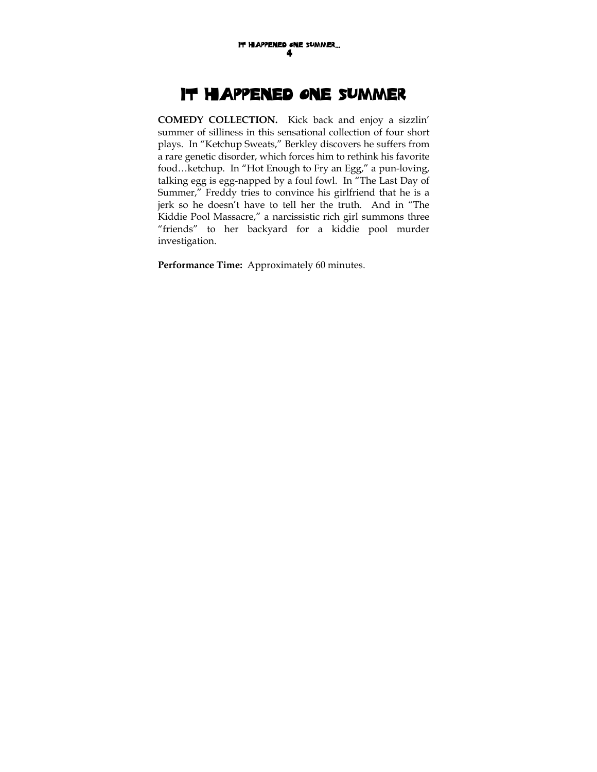# It Happened One Summer

**COMEDY COLLECTION.** Kick back and enjoy a sizzlin' summer of silliness in this sensational collection of four short plays. In "Ketchup Sweats," Berkley discovers he suffers from a rare genetic disorder, which forces him to rethink his favorite food…ketchup. In "Hot Enough to Fry an Egg," a pun-loving, talking egg is egg-napped by a foul fowl. In "The Last Day of Summer," Freddy tries to convince his girlfriend that he is a jerk so he doesn't have to tell her the truth. And in "The Kiddie Pool Massacre," a narcissistic rich girl summons three "friends" to her backyard for a kiddie pool murder investigation.

**Performance Time:** Approximately 60 minutes.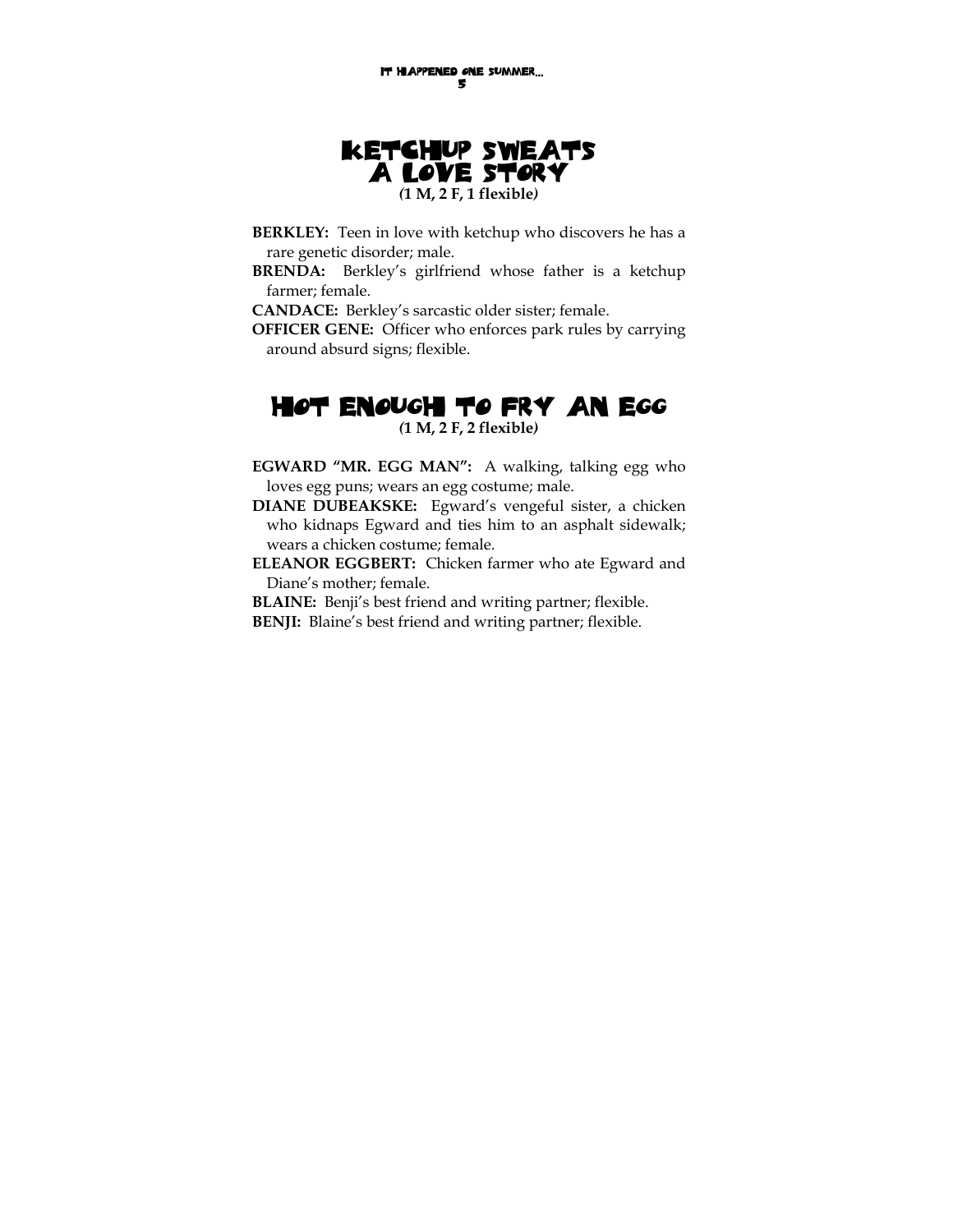# Ketchup Sweats
# A Love Story

**(1 M, 2 F, 1 flexible)**

**BERKLEY:** Teen in love with ketchup who discovers he has a rare genetic disorder; male.

**BRENDA:** Berkley's girlfriend whose father is a ketchup farmer; female.

**CANDACE:** Berkley's sarcastic older sister; female.

**OFFICER GENE:** Officer who enforces park rules by carrying around absurd signs; flexible.

# Hot Enough to Fry an Egg

**(1 M, 2 F, 2 flexible)**

**EGWARD "MR. EGG MAN":** A walking, talking egg who loves egg puns; wears an egg costume; male.

**DIANE DUBEAKSKE:** Egward's vengeful sister, a chicken who kidnaps Egward and ties him to an asphalt sidewalk; wears a chicken costume; female.

**ELEANOR EGGBERT:** Chicken farmer who ate Egward and Diane's mother; female.

**BLAINE:** Benji's best friend and writing partner; flexible.

**BENJI:** Blaine's best friend and writing partner; flexible.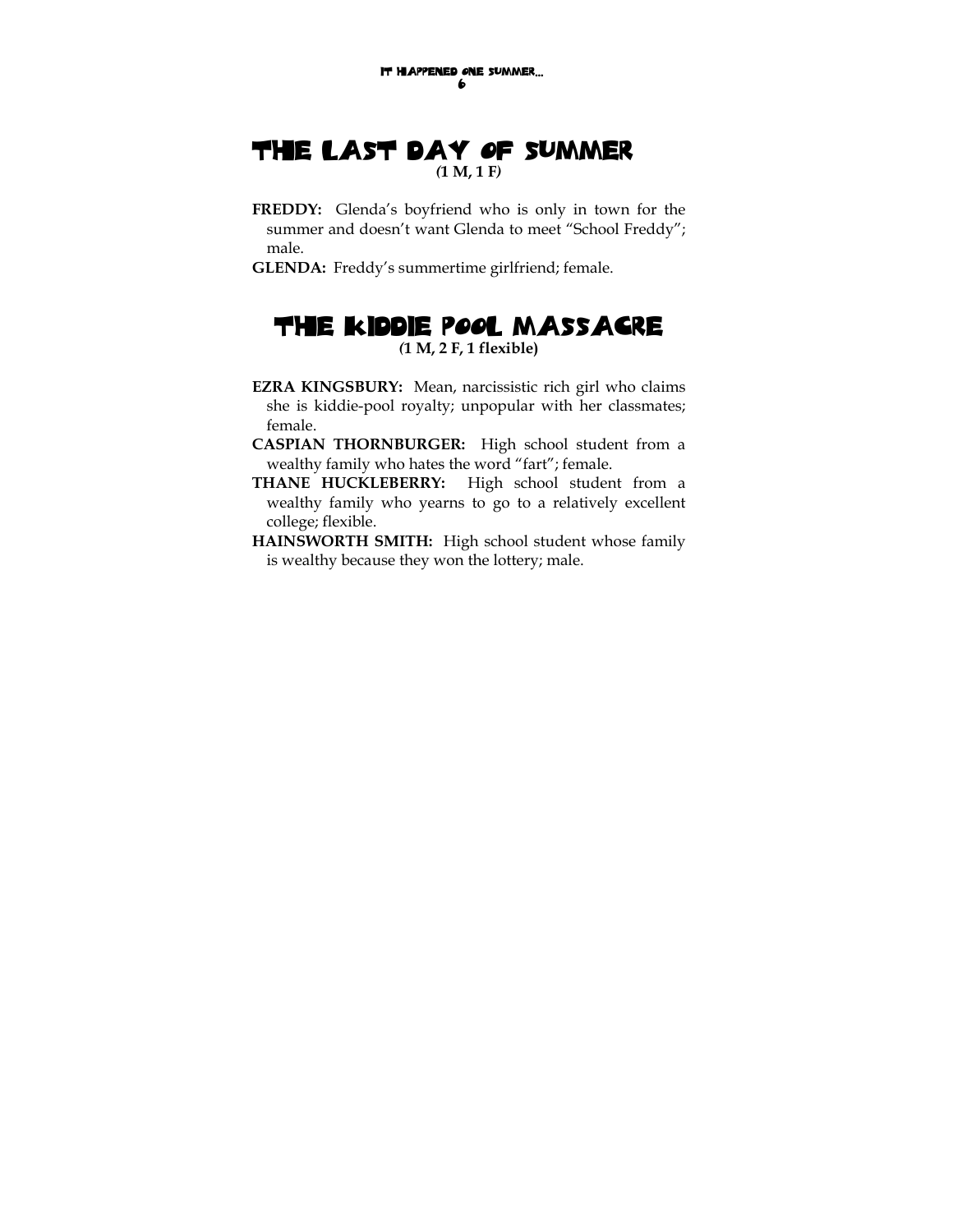# The Last Day of Summer

**(1 M, 1 F)**

**FREDDY:** Glenda's boyfriend who is only in town for the summer and doesn't want Glenda to meet "School Freddy"; male.

**GLENDA:** Freddy's summertime girlfriend; female.

# The Kiddie Pool Massacre

**(1 M, 2 F, 1 flexible)**

**EZRA KINGSBURY:** Mean, narcissistic rich girl who claims she is kiddie-pool royalty; unpopular with her classmates; female.

**CASPIAN THORNBURGER:** High school student from a wealthy family who hates the word "fart"; female.

**THANE HUCKLEBERRY:** High school student from a wealthy family who yearns to go to a relatively excellent college; flexible.

**HAINSWORTH SMITH:** High school student whose family is wealthy because they won the lottery; male.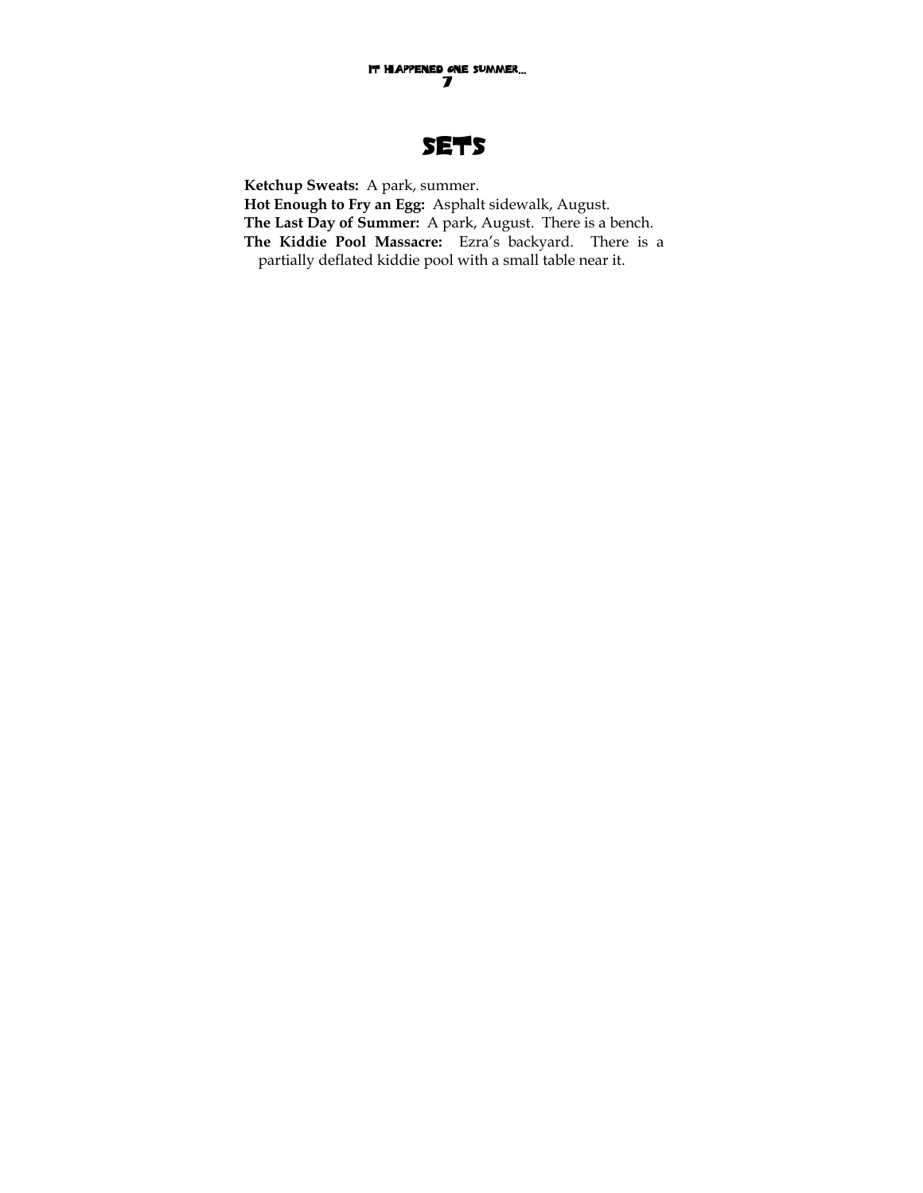# SETS

**Ketchup Sweats:** A park, summer.
**Hot Enough to Fry an Egg:** Asphalt sidewalk, August.
**The Last Day of Summer:** A park, August. There is a bench.
**The Kiddie Pool Massacre:** Ezra's backyard. There is a partially deflated kiddie pool with a small table near it.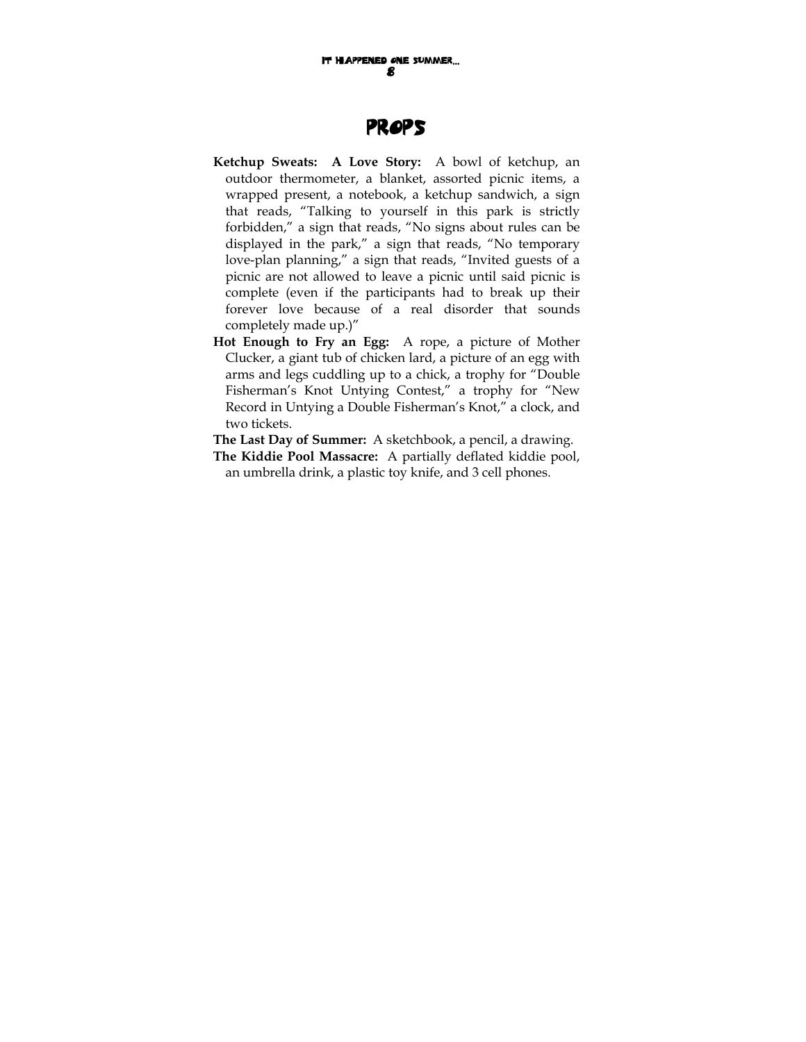# PROPS

**Ketchup Sweats: A Love Story:** A bowl of ketchup, an outdoor thermometer, a blanket, assorted picnic items, a wrapped present, a notebook, a ketchup sandwich, a sign that reads, "Talking to yourself in this park is strictly forbidden," a sign that reads, "No signs about rules can be displayed in the park," a sign that reads, "No temporary love-plan planning," a sign that reads, "Invited guests of a picnic are not allowed to leave a picnic until said picnic is complete (even if the participants had to break up their forever love because of a real disorder that sounds completely made up.)"

**Hot Enough to Fry an Egg:** A rope, a picture of Mother Clucker, a giant tub of chicken lard, a picture of an egg with arms and legs cuddling up to a chick, a trophy for "Double Fisherman's Knot Untying Contest," a trophy for "New Record in Untying a Double Fisherman's Knot," a clock, and two tickets.

**The Last Day of Summer:** A sketchbook, a pencil, a drawing.

**The Kiddie Pool Massacre:** A partially deflated kiddie pool, an umbrella drink, a plastic toy knife, and 3 cell phones.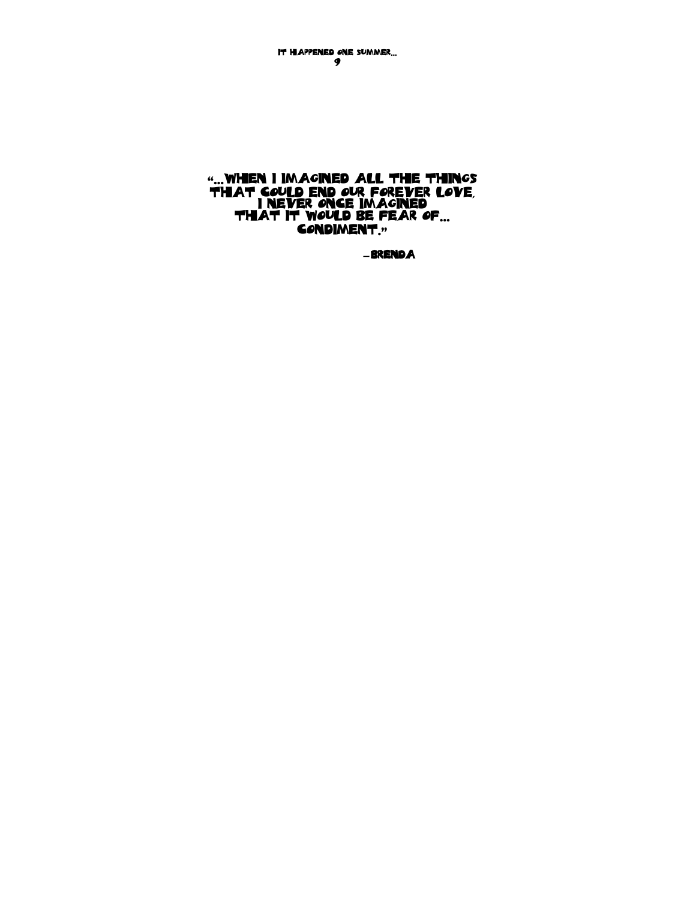"...WHEN I IMAGINED ALL THE THINGS
THAT COULD END OUR FOREVER LOVE,
I NEVER ONCE IMAGINED
THAT IT WOULD BE FEAR OF...
CONDIMENT."

–BRENDA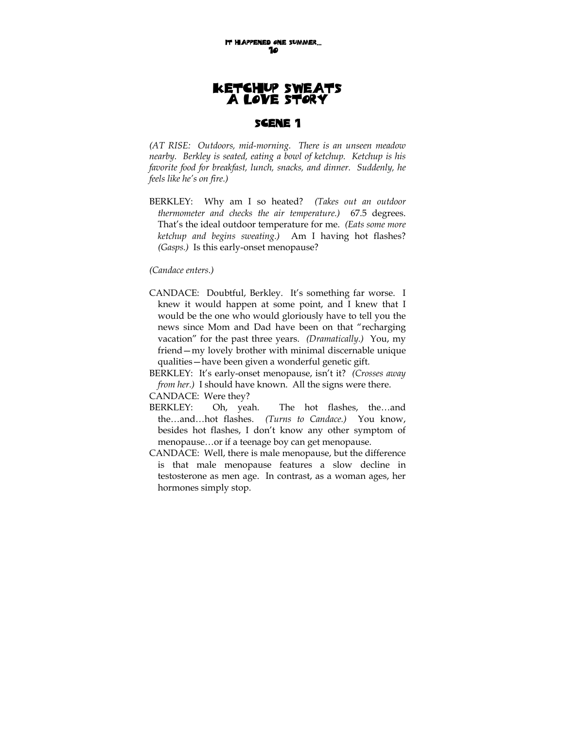# KETCHUP SWEATS
# A LOVE STORY

## SCENE 1

*(AT RISE: Outdoors, mid-morning. There is an unseen meadow nearby. Berkley is seated, eating a bowl of ketchup. Ketchup is his favorite food for breakfast, lunch, snacks, and dinner. Suddenly, he feels like he's on fire.)*

BERKLEY: Why am I so heated? *(Takes out an outdoor thermometer and checks the air temperature.)* 67.5 degrees. That's the ideal outdoor temperature for me. *(Eats some more ketchup and begins sweating.)* Am I having hot flashes? *(Gasps.)* Is this early-onset menopause?

*(Candace enters.)*

CANDACE: Doubtful, Berkley. It's something far worse. I knew it would happen at some point, and I knew that I would be the one who would gloriously have to tell you the news since Mom and Dad have been on that "recharging vacation" for the past three years. *(Dramatically.)* You, my friend—my lovely brother with minimal discernable unique qualities—have been given a wonderful genetic gift.

BERKLEY: It's early-onset menopause, isn't it? *(Crosses away from her.)* I should have known. All the signs were there.

CANDACE: Were they?

BERKLEY: Oh, yeah. The hot flashes, the…and the…and…hot flashes. *(Turns to Candace.)* You know, besides hot flashes, I don't know any other symptom of menopause…or if a teenage boy can get menopause.

CANDACE: Well, there is male menopause, but the difference is that male menopause features a slow decline in testosterone as men age. In contrast, as a woman ages, her hormones simply stop.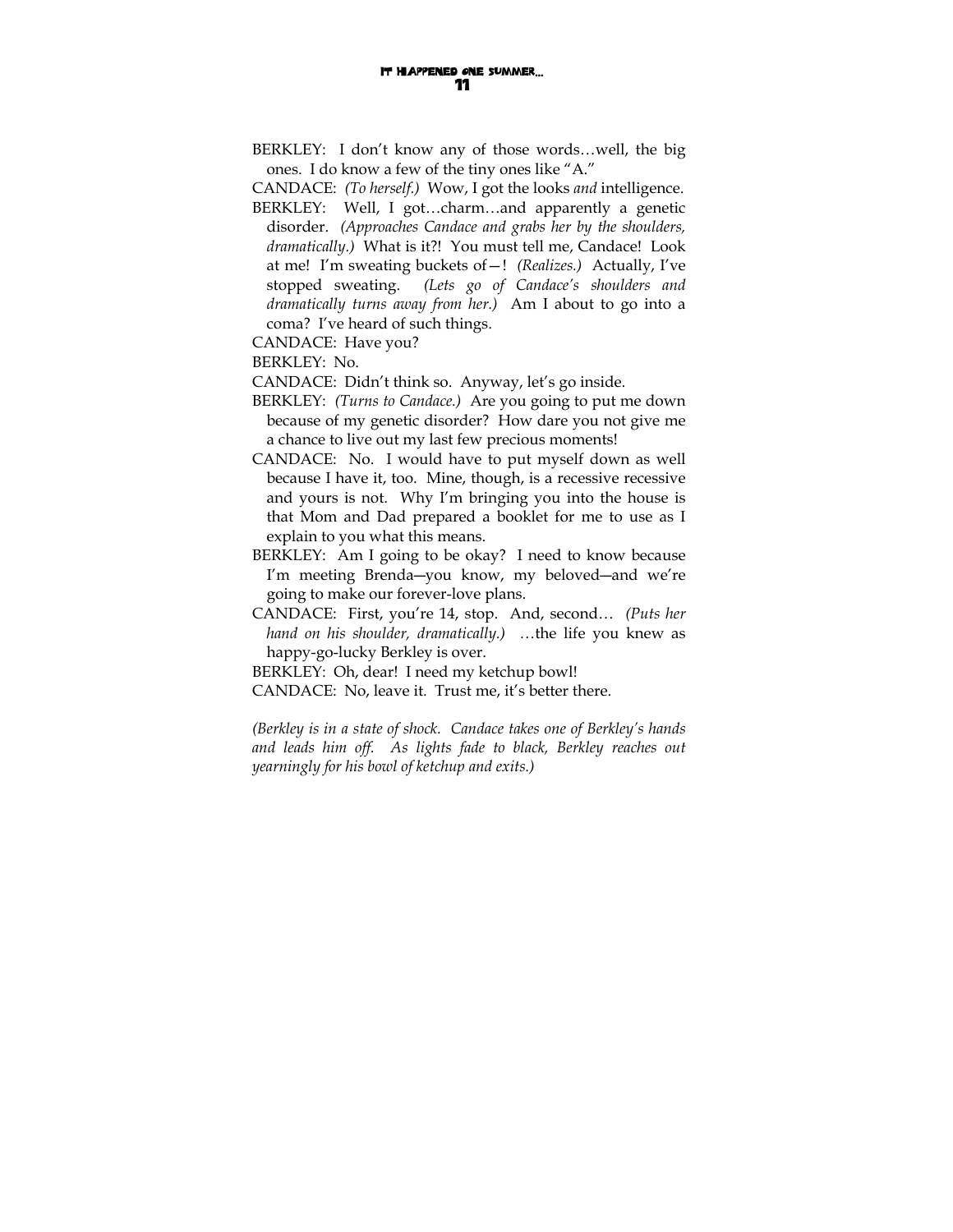BERKLEY: I don't know any of those words…well, the big ones. I do know a few of the tiny ones like "A."

CANDACE: *(To herself.)* Wow, I got the looks *and* intelligence.

BERKLEY: Well, I got…charm…and apparently a genetic disorder. *(Approaches Candace and grabs her by the shoulders, dramatically.)* What is it?! You must tell me, Candace! Look at me! I'm sweating buckets of—! *(Realizes.)* Actually, I've stopped sweating. *(Lets go of Candace's shoulders and dramatically turns away from her.)* Am I about to go into a coma? I've heard of such things.

CANDACE: Have you?

BERKLEY: No.

CANDACE: Didn't think so. Anyway, let's go inside.

BERKLEY: *(Turns to Candace.)* Are you going to put me down because of my genetic disorder? How dare you not give me a chance to live out my last few precious moments!

CANDACE: No. I would have to put myself down as well because I have it, too. Mine, though, is a recessive recessive and yours is not. Why I'm bringing you into the house is that Mom and Dad prepared a booklet for me to use as I explain to you what this means.

BERKLEY: Am I going to be okay? I need to know because I'm meeting Brenda—you know, my beloved—and we're going to make our forever-love plans.

CANDACE: First, you're 14, stop. And, second… *(Puts her hand on his shoulder, dramatically.)* …the life you knew as happy-go-lucky Berkley is over.

BERKLEY: Oh, dear! I need my ketchup bowl!

CANDACE: No, leave it. Trust me, it's better there.

*(Berkley is in a state of shock. Candace takes one of Berkley's hands and leads him off. As lights fade to black, Berkley reaches out yearningly for his bowl of ketchup and exits.)*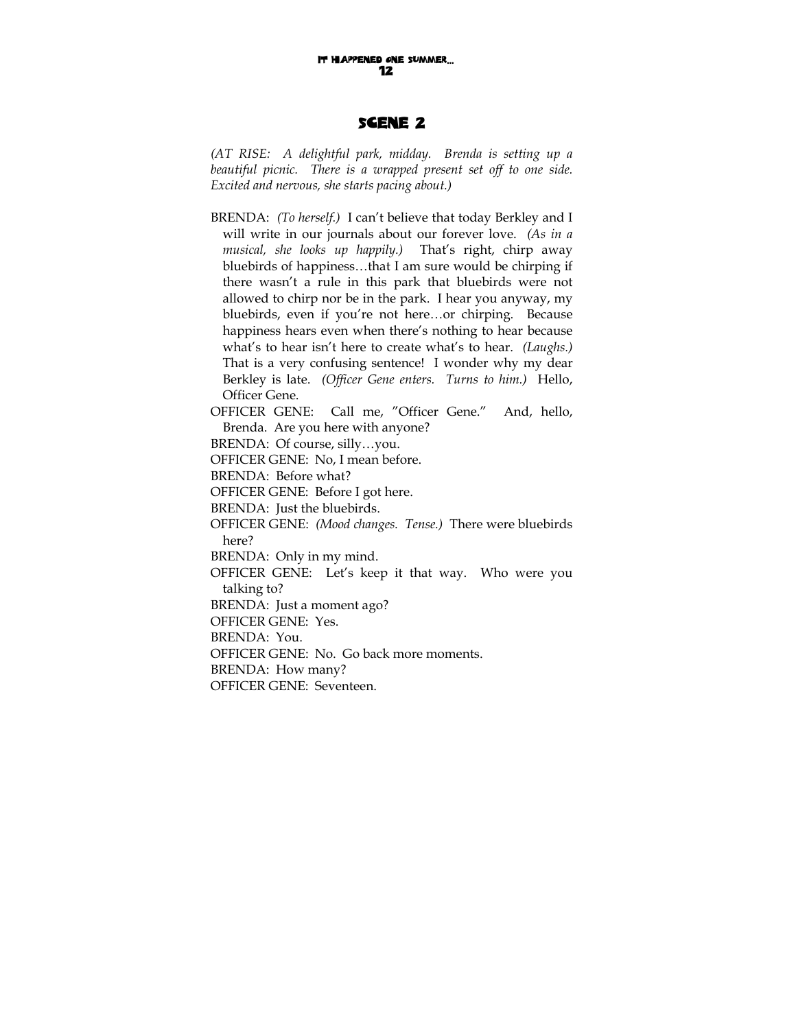# SCENE 2

*(AT RISE: A delightful park, midday. Brenda is setting up a beautiful picnic. There is a wrapped present set off to one side. Excited and nervous, she starts pacing about.)*

BRENDA: *(To herself.)* I can't believe that today Berkley and I will write in our journals about our forever love. *(As in a musical, she looks up happily.)* That's right, chirp away bluebirds of happiness…that I am sure would be chirping if there wasn't a rule in this park that bluebirds were not allowed to chirp nor be in the park. I hear you anyway, my bluebirds, even if you're not here…or chirping. Because happiness hears even when there's nothing to hear because what's to hear isn't here to create what's to hear. *(Laughs.)* That is a very confusing sentence! I wonder why my dear Berkley is late. *(Officer Gene enters. Turns to him.)* Hello, Officer Gene.

OFFICER GENE: Call me, "Officer Gene." And, hello, Brenda. Are you here with anyone?

BRENDA: Of course, silly…you.

OFFICER GENE: No, I mean before.

BRENDA: Before what?

OFFICER GENE: Before I got here.

BRENDA: Just the bluebirds.

OFFICER GENE: *(Mood changes. Tense.)* There were bluebirds here?

BRENDA: Only in my mind.

OFFICER GENE: Let's keep it that way. Who were you talking to?

BRENDA: Just a moment ago?

OFFICER GENE: Yes.

BRENDA: You.

OFFICER GENE: No. Go back more moments.

BRENDA: How many?

OFFICER GENE: Seventeen.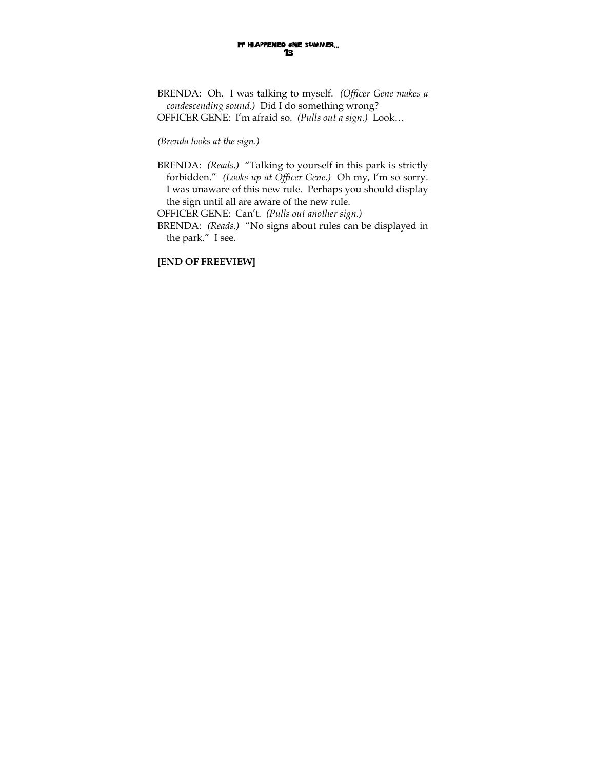BRENDA: Oh. I was talking to myself. *(Officer Gene makes a condescending sound.)* Did I do something wrong?

OFFICER GENE: I'm afraid so. *(Pulls out a sign.)* Look…

*(Brenda looks at the sign.)*

BRENDA: *(Reads.)* "Talking to yourself in this park is strictly forbidden." *(Looks up at Officer Gene.)* Oh my, I'm so sorry. I was unaware of this new rule. Perhaps you should display the sign until all are aware of the new rule.

OFFICER GENE: Can't. *(Pulls out another sign.)*

BRENDA: *(Reads.)* "No signs about rules can be displayed in the park." I see.

**[END OF FREEVIEW]**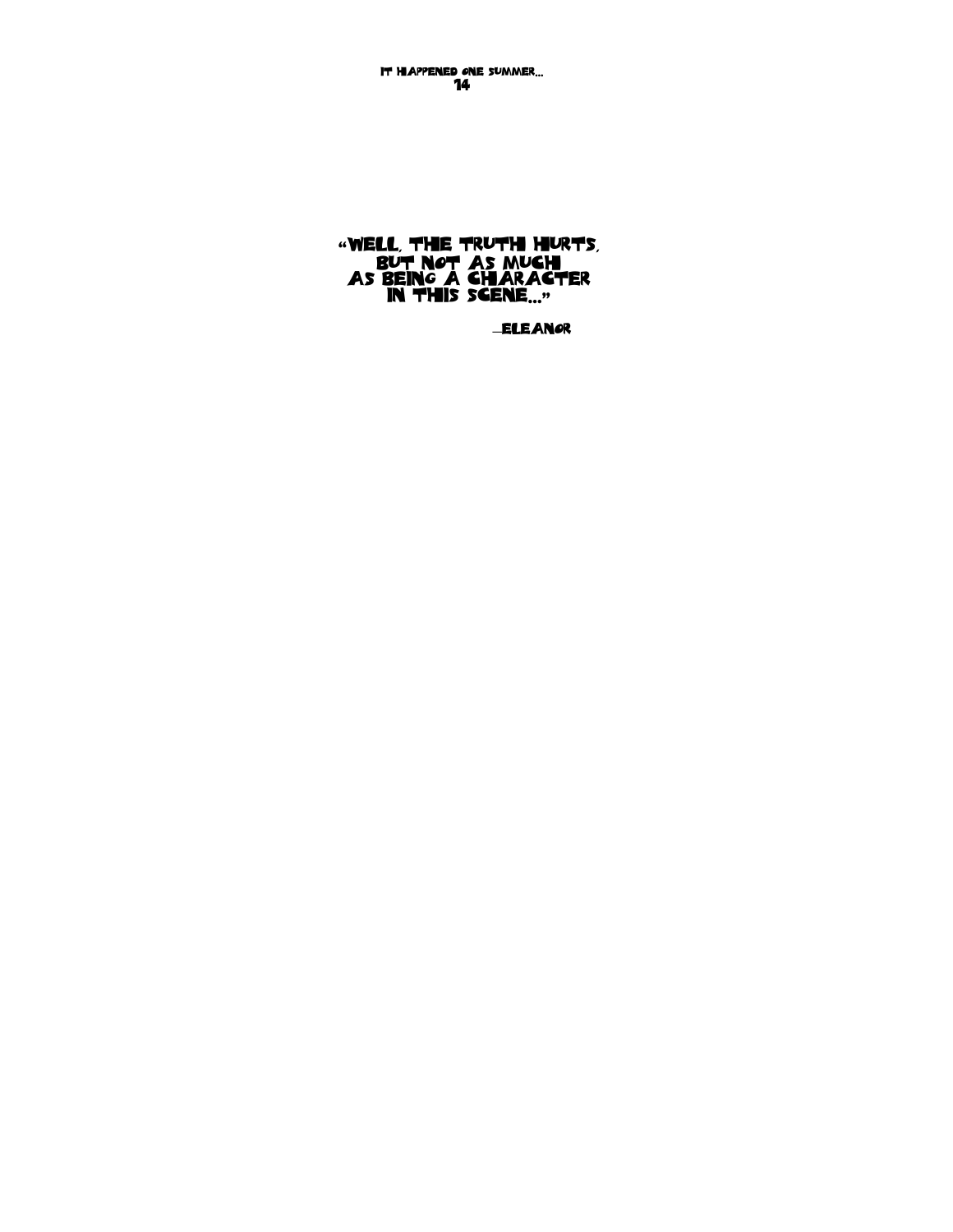"WELL, THE TRUTH HURTS,
BUT NOT AS MUCH
AS BEING A CHARACTER
IN THIS SCENE..."

—ELEANOR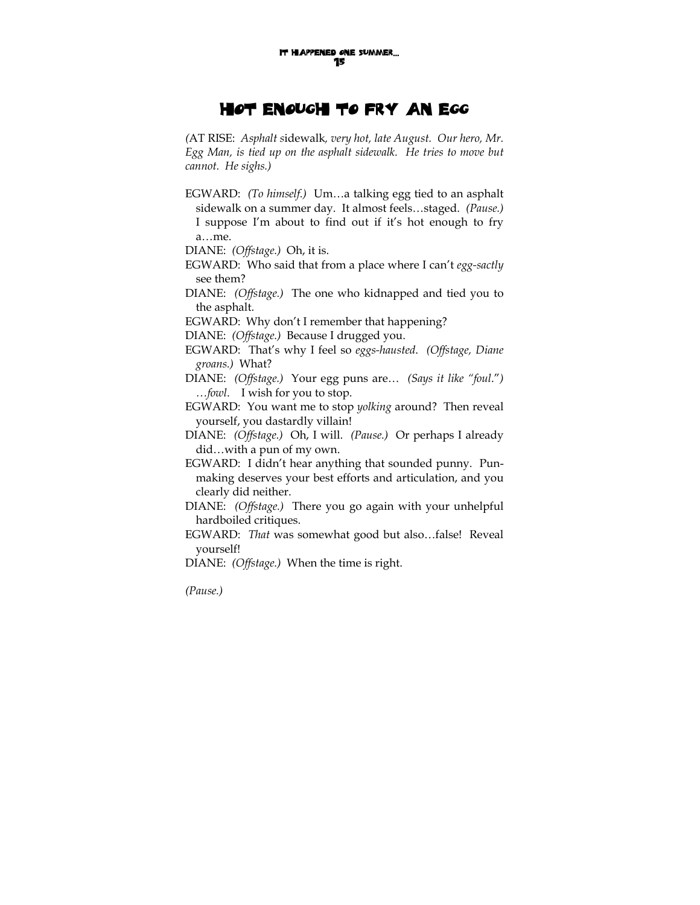# Hot Enough to Fry an Egg

*(*AT RISE: *Asphalt s*idewalk*, very hot, late August. Our hero, Mr. Egg Man, is tied up on the asphalt sidewalk. He tries to move but cannot. He sighs.)*

EGWARD: *(To himself.)* Um…a talking egg tied to an asphalt sidewalk on a summer day. It almost feels…staged. *(Pause.)* I suppose I'm about to find out if it's hot enough to fry a…me.

DIANE: *(Offstage.)* Oh, it is.

EGWARD: Who said that from a place where I can't *egg-sactly* see them?

DIANE: *(Offstage.)* The one who kidnapped and tied you to the asphalt.

EGWARD: Why don't I remember that happening?

DIANE: *(Offstage.)* Because I drugged you.

EGWARD: That's why I feel so *eggs-hausted*. *(Offstage, Diane groans.)* What?

DIANE: *(Offstage.)* Your egg puns are… *(Says it like "foul.")* *…fowl*. I wish for you to stop.

EGWARD: You want me to stop *yolking* around? Then reveal yourself, you dastardly villain!

DIANE: *(Offstage.)* Oh, I will. *(Pause.)* Or perhaps I already did…with a pun of my own.

EGWARD: I didn't hear anything that sounded punny. Pun-making deserves your best efforts and articulation, and you clearly did neither.

DIANE: *(Offstage.)* There you go again with your unhelpful hardboiled critiques.

EGWARD: *That* was somewhat good but also…false! Reveal yourself!

DIANE: *(Offstage.)* When the time is right.

*(Pause.)*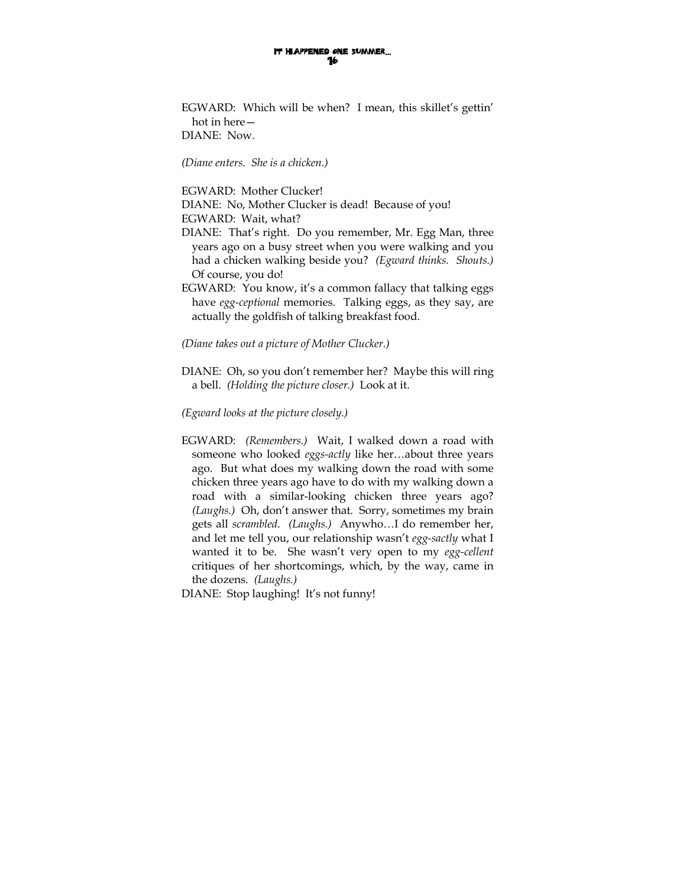EGWARD: Which will be when? I mean, this skillet's gettin' hot in here—

DIANE: Now.

*(Diane enters. She is a chicken.)*

EGWARD: Mother Clucker!

DIANE: No, Mother Clucker is dead! Because of you!

EGWARD: Wait, what?

DIANE: That's right. Do you remember, Mr. Egg Man, three years ago on a busy street when you were walking and you had a chicken walking beside you? *(Egward thinks. Shouts.)* Of course, you do!

EGWARD: You know, it's a common fallacy that talking eggs have *egg-ceptional* memories. Talking eggs, as they say, are actually the goldfish of talking breakfast food.

*(Diane takes out a picture of Mother Clucker.)*

DIANE: Oh, so you don't remember her? Maybe this will ring a bell. *(Holding the picture closer.)* Look at it.

*(Egward looks at the picture closely.)*

EGWARD: *(Remembers.)* Wait, I walked down a road with someone who looked *eggs-actly* like her…about three years ago. But what does my walking down the road with some chicken three years ago have to do with my walking down a road with a similar-looking chicken three years ago? *(Laughs.)* Oh, don't answer that. Sorry, sometimes my brain gets all *scrambled*. *(Laughs.)* Anywho…I do remember her, and let me tell you, our relationship wasn't *egg-sactly* what I wanted it to be. She wasn't very open to my *egg-cellent* critiques of her shortcomings, which, by the way, came in the dozens. *(Laughs.)*

DIANE: Stop laughing! It's not funny!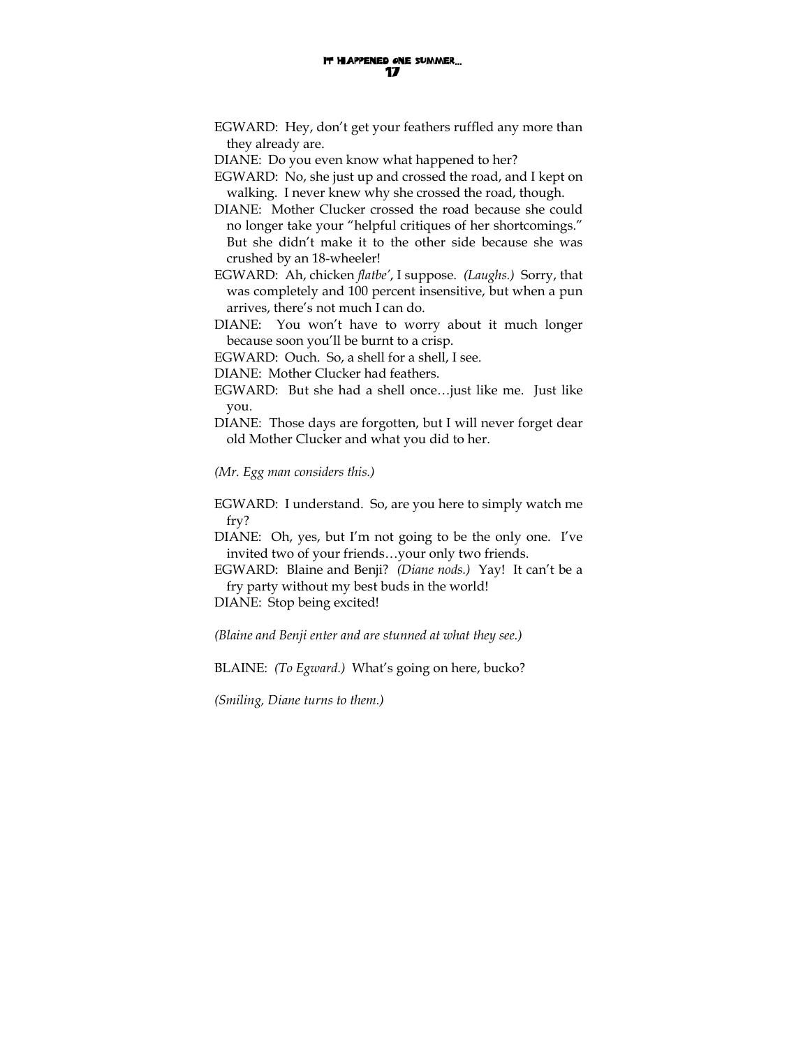EGWARD: Hey, don't get your feathers ruffled any more than they already are.

DIANE: Do you even know what happened to her?

EGWARD: No, she just up and crossed the road, and I kept on walking. I never knew why she crossed the road, though.

DIANE: Mother Clucker crossed the road because she could no longer take your "helpful critiques of her shortcomings." But she didn't make it to the other side because she was crushed by an 18-wheeler!

EGWARD: Ah, chicken *flatbe'*, I suppose. *(Laughs.)* Sorry, that was completely and 100 percent insensitive, but when a pun arrives, there's not much I can do.

DIANE: You won't have to worry about it much longer because soon you'll be burnt to a crisp.

EGWARD: Ouch. So, a shell for a shell, I see.

DIANE: Mother Clucker had feathers.

EGWARD: But she had a shell once…just like me. Just like you.

DIANE: Those days are forgotten, but I will never forget dear old Mother Clucker and what you did to her.

*(Mr. Egg man considers this.)*

EGWARD: I understand. So, are you here to simply watch me fry?

DIANE: Oh, yes, but I'm not going to be the only one. I've invited two of your friends…your only two friends.

EGWARD: Blaine and Benji? *(Diane nods.)* Yay! It can't be a fry party without my best buds in the world!

DIANE: Stop being excited!

*(Blaine and Benji enter and are stunned at what they see.)*

BLAINE: *(To Egward.)* What's going on here, bucko?

*(Smiling, Diane turns to them.)*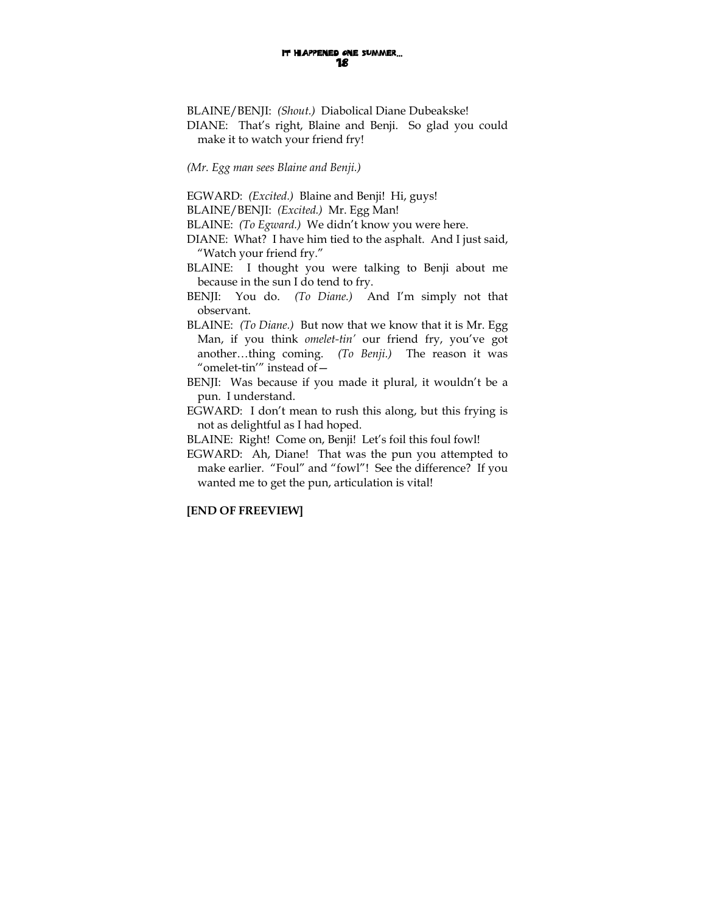BLAINE/BENJI: *(Shout.)* Diabolical Diane Dubeakske!

DIANE: That's right, Blaine and Benji. So glad you could make it to watch your friend fry!

*(Mr. Egg man sees Blaine and Benji.)*

EGWARD: *(Excited.)* Blaine and Benji! Hi, guys!

BLAINE/BENJI: *(Excited.)* Mr. Egg Man!

BLAINE: *(To Egward.)* We didn't know you were here.

DIANE: What? I have him tied to the asphalt. And I just said, "Watch your friend fry."

BLAINE: I thought you were talking to Benji about me because in the sun I do tend to fry.

BENJI: You do. *(To Diane.)* And I'm simply not that observant.

BLAINE: *(To Diane.)* But now that we know that it is Mr. Egg Man, if you think *omelet-tin'* our friend fry, you've got another…thing coming. *(To Benji.)* The reason it was "omelet-tin'" instead of—

BENJI: Was because if you made it plural, it wouldn't be a pun. I understand.

EGWARD: I don't mean to rush this along, but this frying is not as delightful as I had hoped.

BLAINE: Right! Come on, Benji! Let's foil this foul fowl!

EGWARD: Ah, Diane! That was the pun you attempted to make earlier. "Foul" and "fowl"! See the difference? If you wanted me to get the pun, articulation is vital!

**[END OF FREEVIEW]**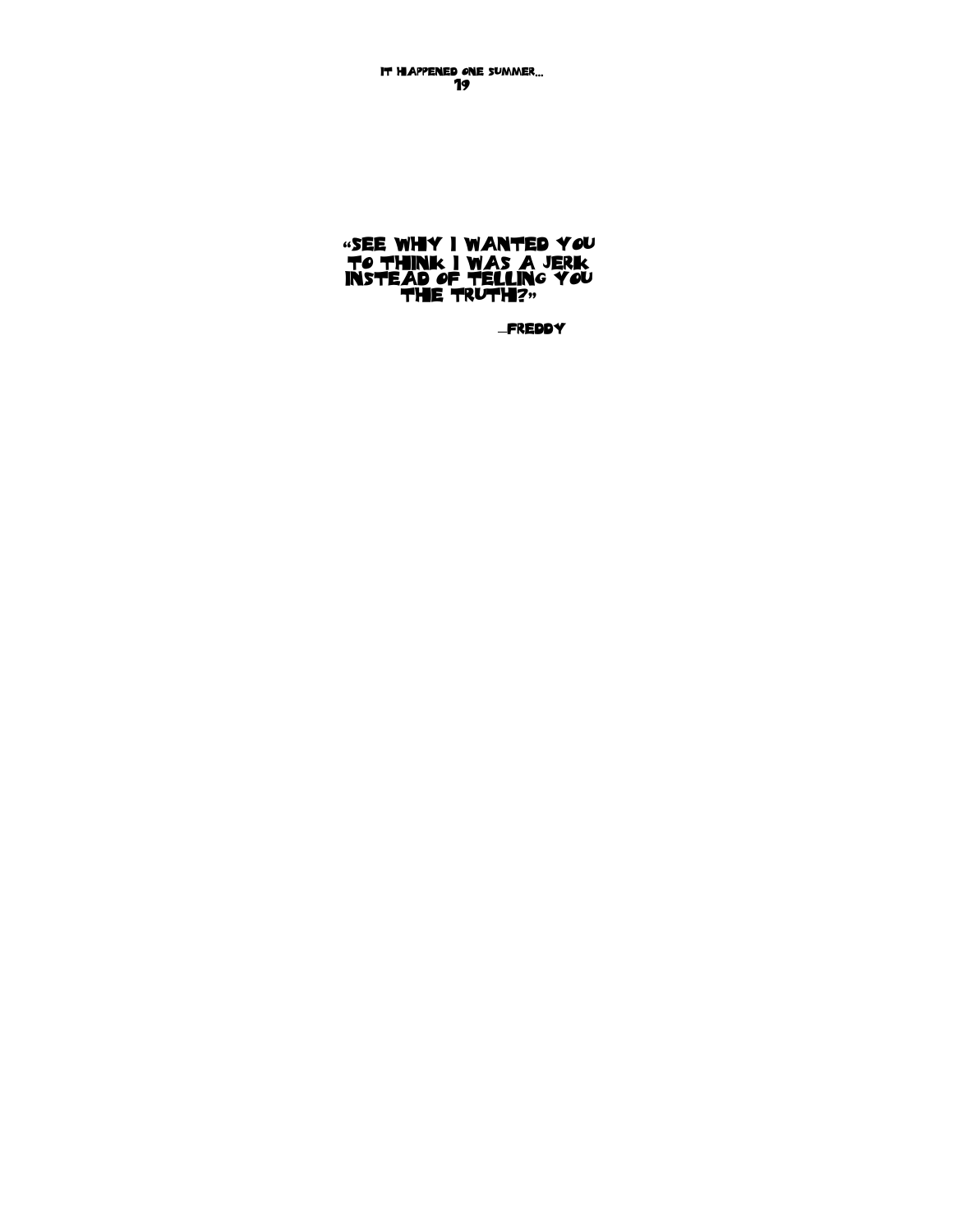"SEE WHY I WANTED YOU TO THINK I WAS A JERK INSTEAD OF TELLING YOU THE TRUTH?"

—FREDDY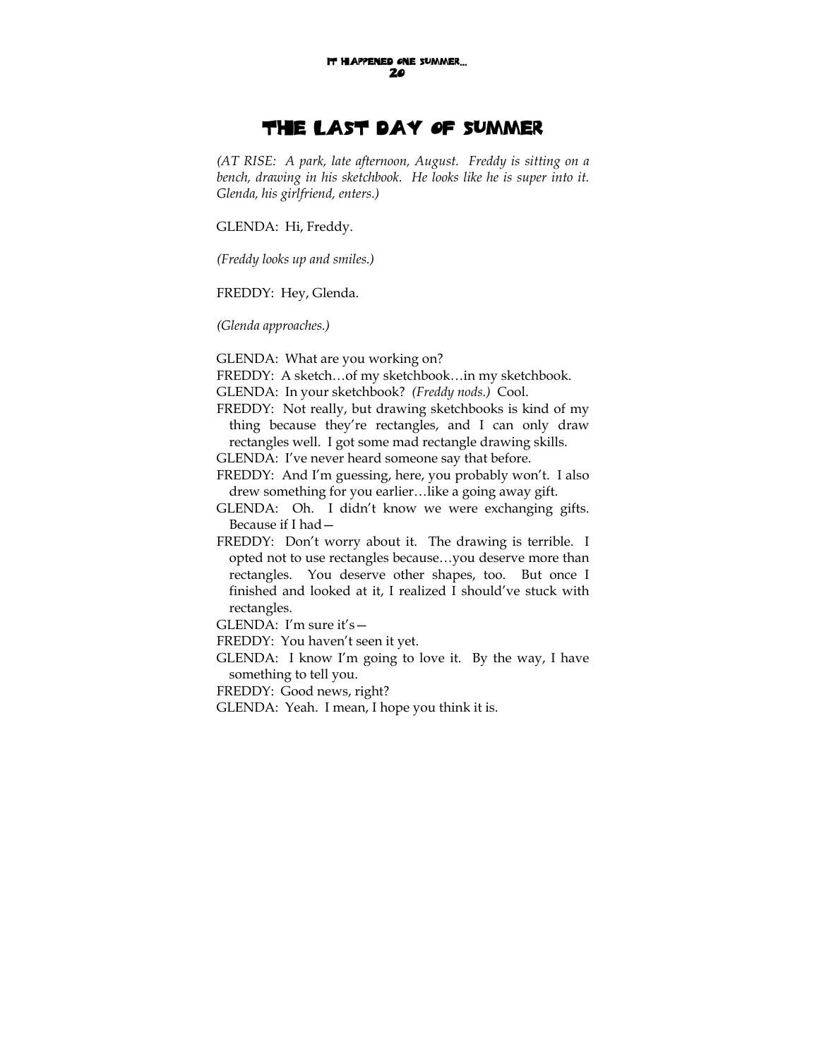# The Last Day of Summer

*(AT RISE: A park, late afternoon, August. Freddy is sitting on a bench, drawing in his sketchbook. He looks like he is super into it. Glenda, his girlfriend, enters.)*

GLENDA: Hi, Freddy.

*(Freddy looks up and smiles.)*

FREDDY: Hey, Glenda.

*(Glenda approaches.)*

GLENDA: What are you working on?

FREDDY: A sketch…of my sketchbook…in my sketchbook.

GLENDA: In your sketchbook? *(Freddy nods.)* Cool.

FREDDY: Not really, but drawing sketchbooks is kind of my thing because they're rectangles, and I can only draw rectangles well. I got some mad rectangle drawing skills.

GLENDA: I've never heard someone say that before.

FREDDY: And I'm guessing, here, you probably won't. I also drew something for you earlier…like a going away gift.

GLENDA: Oh. I didn't know we were exchanging gifts. Because if I had—

FREDDY: Don't worry about it. The drawing is terrible. I opted not to use rectangles because…you deserve more than rectangles. You deserve other shapes, too. But once I finished and looked at it, I realized I should've stuck with rectangles.

GLENDA: I'm sure it's—

FREDDY: You haven't seen it yet.

GLENDA: I know I'm going to love it. By the way, I have something to tell you.

FREDDY: Good news, right?

GLENDA: Yeah. I mean, I hope you think it is.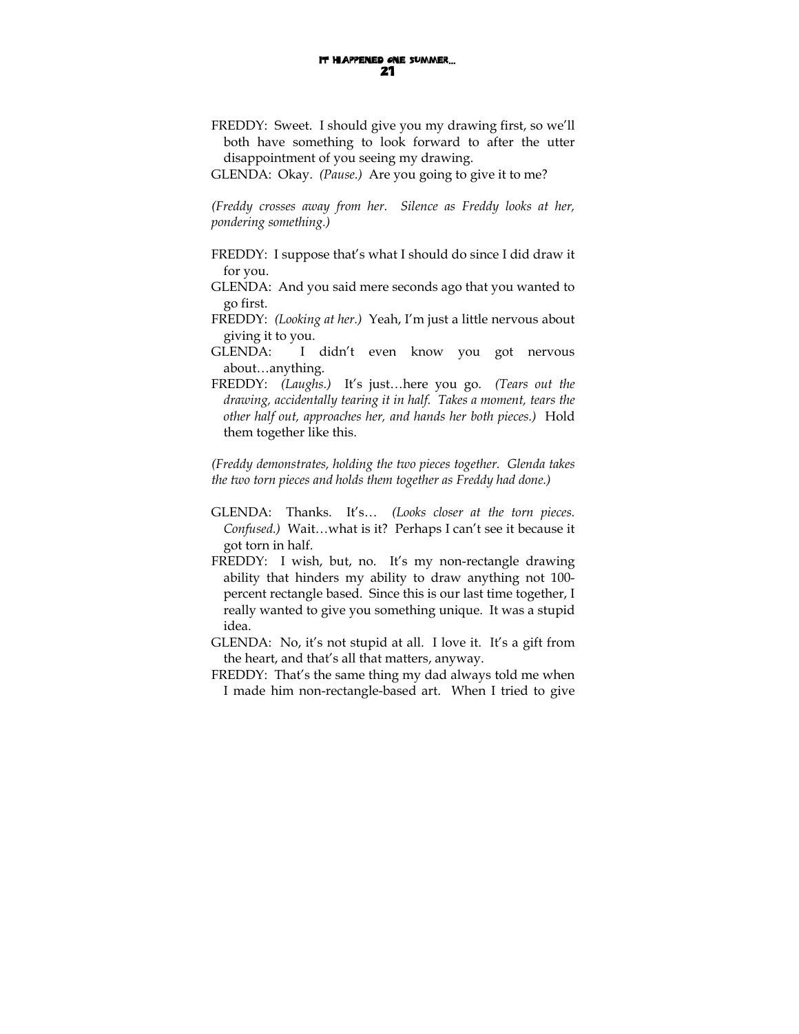FREDDY: Sweet. I should give you my drawing first, so we'll both have something to look forward to after the utter disappointment of you seeing my drawing.

GLENDA: Okay. *(Pause.)* Are you going to give it to me?

*(Freddy crosses away from her. Silence as Freddy looks at her, pondering something.)*

FREDDY: I suppose that's what I should do since I did draw it for you.

GLENDA: And you said mere seconds ago that you wanted to go first.

FREDDY: *(Looking at her.)* Yeah, I'm just a little nervous about giving it to you.

GLENDA: I didn't even know you got nervous about…anything.

FREDDY: *(Laughs.)* It's just…here you go. *(Tears out the drawing, accidentally tearing it in half. Takes a moment, tears the other half out, approaches her, and hands her both pieces.)* Hold them together like this.

*(Freddy demonstrates, holding the two pieces together. Glenda takes the two torn pieces and holds them together as Freddy had done.)*

GLENDA: Thanks. It's… *(Looks closer at the torn pieces. Confused.)* Wait…what is it? Perhaps I can't see it because it got torn in half.

FREDDY: I wish, but, no. It's my non-rectangle drawing ability that hinders my ability to draw anything not 100-percent rectangle based. Since this is our last time together, I really wanted to give you something unique. It was a stupid idea.

GLENDA: No, it's not stupid at all. I love it. It's a gift from the heart, and that's all that matters, anyway.

FREDDY: That's the same thing my dad always told me when I made him non-rectangle-based art. When I tried to give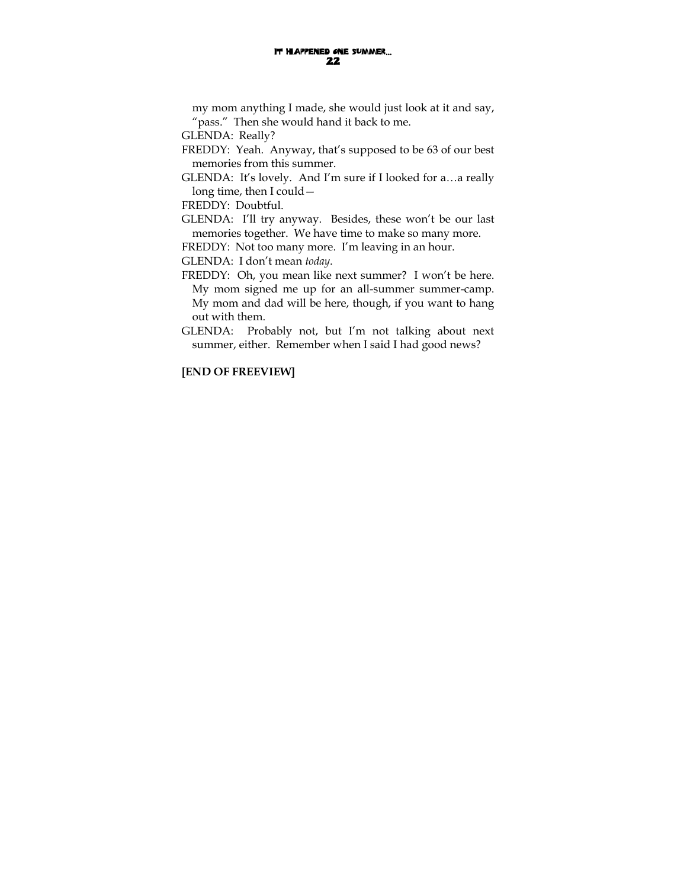my mom anything I made, she would just look at it and say, "pass." Then she would hand it back to me.

GLENDA: Really?

FREDDY: Yeah. Anyway, that's supposed to be 63 of our best memories from this summer.

GLENDA: It's lovely. And I'm sure if I looked for a…a really long time, then I could—

FREDDY: Doubtful.

GLENDA: I'll try anyway. Besides, these won't be our last memories together. We have time to make so many more.

FREDDY: Not too many more. I'm leaving in an hour.

GLENDA: I don't mean *today*.

FREDDY: Oh, you mean like next summer? I won't be here. My mom signed me up for an all-summer summer-camp. My mom and dad will be here, though, if you want to hang out with them.

GLENDA: Probably not, but I'm not talking about next summer, either. Remember when I said I had good news?

**[END OF FREEVIEW]**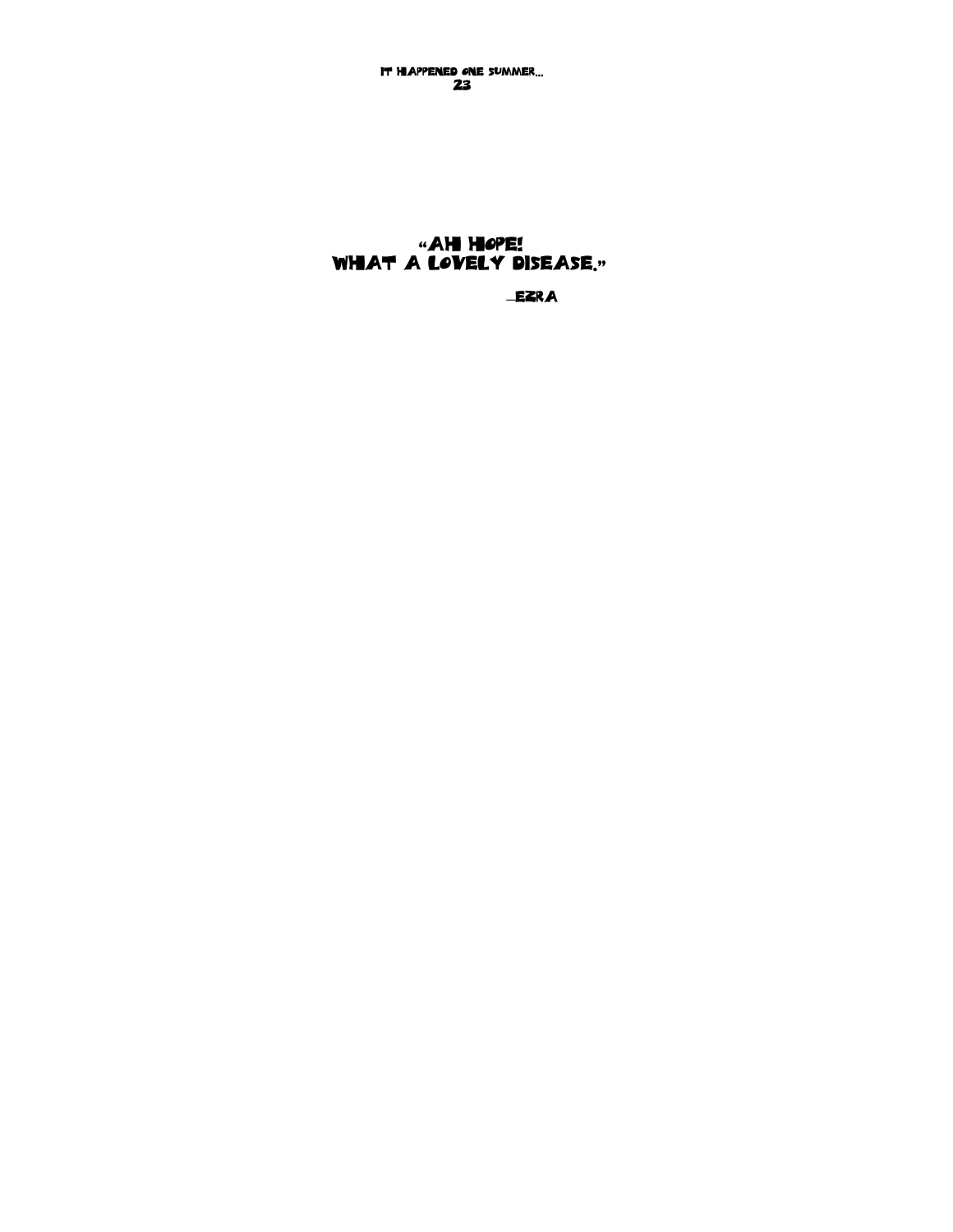"AH HOPE!
WHAT A LOVELY DISEASE."

—EZRA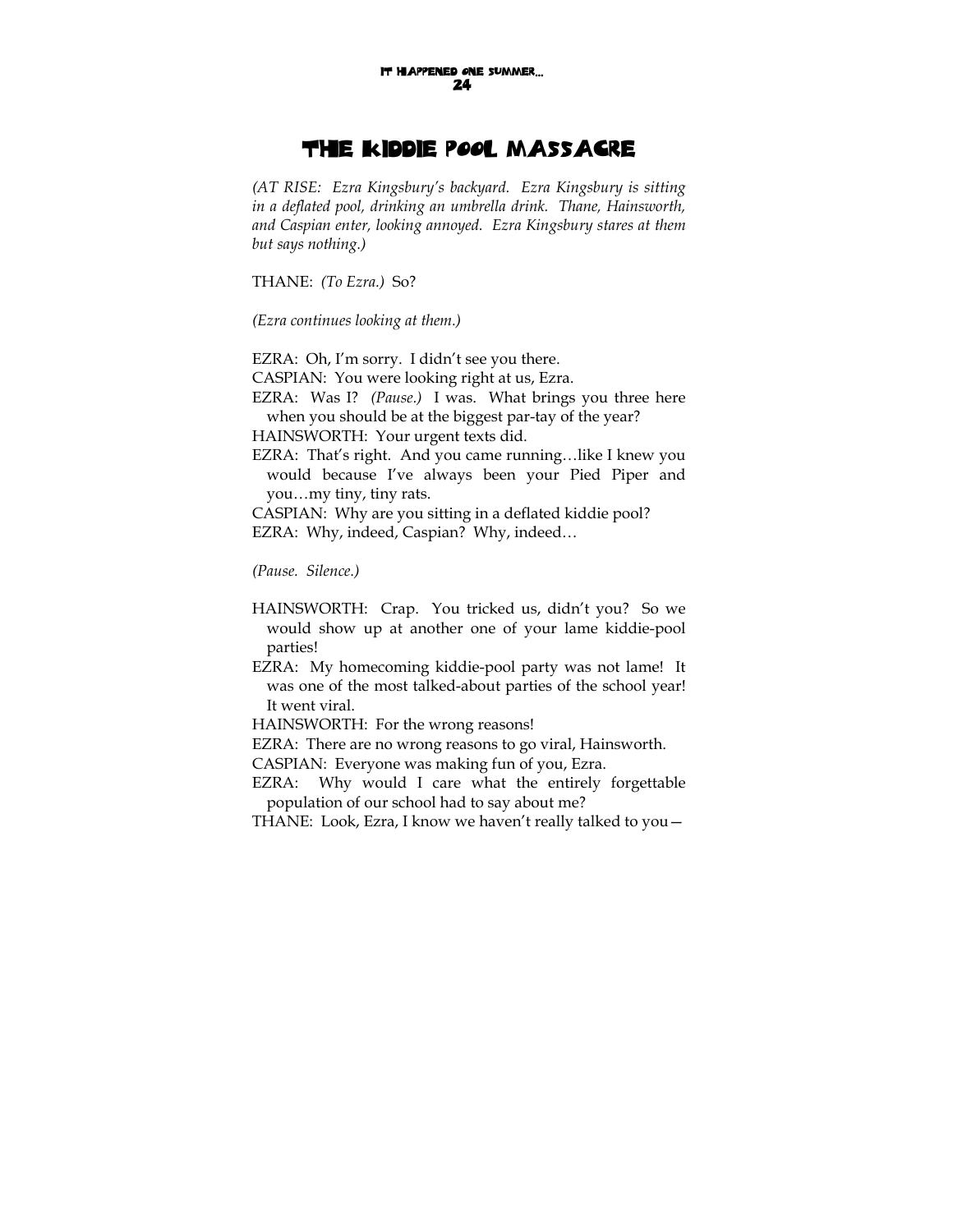# THE KIDDIE POOL MASSACRE

*(AT RISE: Ezra Kingsbury's backyard. Ezra Kingsbury is sitting in a deflated pool, drinking an umbrella drink. Thane, Hainsworth, and Caspian enter, looking annoyed. Ezra Kingsbury stares at them but says nothing.)*

THANE: *(To Ezra.)* So?

*(Ezra continues looking at them.)*

EZRA: Oh, I'm sorry. I didn't see you there.

CASPIAN: You were looking right at us, Ezra.

EZRA: Was I? *(Pause.)* I was. What brings you three here when you should be at the biggest par-tay of the year?

HAINSWORTH: Your urgent texts did.

EZRA: That's right. And you came running…like I knew you would because I've always been your Pied Piper and you…my tiny, tiny rats.

CASPIAN: Why are you sitting in a deflated kiddie pool?

EZRA: Why, indeed, Caspian? Why, indeed…

*(Pause. Silence.)*

HAINSWORTH: Crap. You tricked us, didn't you? So we would show up at another one of your lame kiddie-pool parties!

EZRA: My homecoming kiddie-pool party was not lame! It was one of the most talked-about parties of the school year! It went viral.

HAINSWORTH: For the wrong reasons!

EZRA: There are no wrong reasons to go viral, Hainsworth.

CASPIAN: Everyone was making fun of you, Ezra.

EZRA: Why would I care what the entirely forgettable population of our school had to say about me?

THANE: Look, Ezra, I know we haven't really talked to you—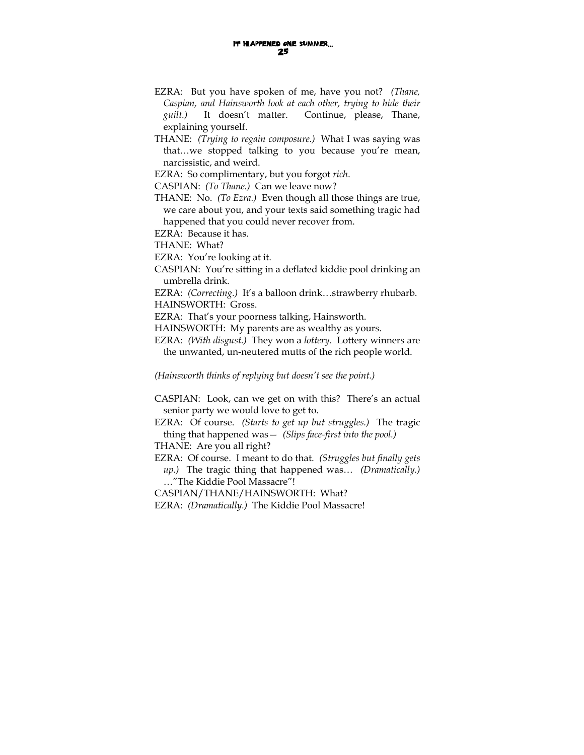EZRA: But you have spoken of me, have you not? *(Thane, Caspian, and Hainsworth look at each other, trying to hide their guilt.)* It doesn't matter. Continue, please, Thane, explaining yourself.

THANE: *(Trying to regain composure.)* What I was saying was that…we stopped talking to you because you're mean, narcissistic, and weird.

EZRA: So complimentary, but you forgot *rich*.

CASPIAN: *(To Thane.)* Can we leave now?

THANE: No. *(To Ezra.)* Even though all those things are true, we care about you, and your texts said something tragic had happened that you could never recover from.

EZRA: Because it has.

THANE: What?

EZRA: You're looking at it.

CASPIAN: You're sitting in a deflated kiddie pool drinking an umbrella drink.

EZRA: *(Correcting.)* It's a balloon drink…strawberry rhubarb.

HAINSWORTH: Gross.

EZRA: That's your poorness talking, Hainsworth.

HAINSWORTH: My parents are as wealthy as yours.

EZRA: *(With disgust.)* They won a *lottery*. Lottery winners are the unwanted, un-neutered mutts of the rich people world.

*(Hainsworth thinks of replying but doesn't see the point.)*

CASPIAN: Look, can we get on with this? There's an actual senior party we would love to get to.

EZRA: Of course. *(Starts to get up but struggles.)* The tragic thing that happened was— *(Slips face-first into the pool.)*

THANE: Are you all right?

EZRA: Of course. I meant to do that. *(Struggles but finally gets up.)* The tragic thing that happened was… *(Dramatically.)* …"The Kiddie Pool Massacre"!

CASPIAN/THANE/HAINSWORTH: What?

EZRA: *(Dramatically.)* The Kiddie Pool Massacre!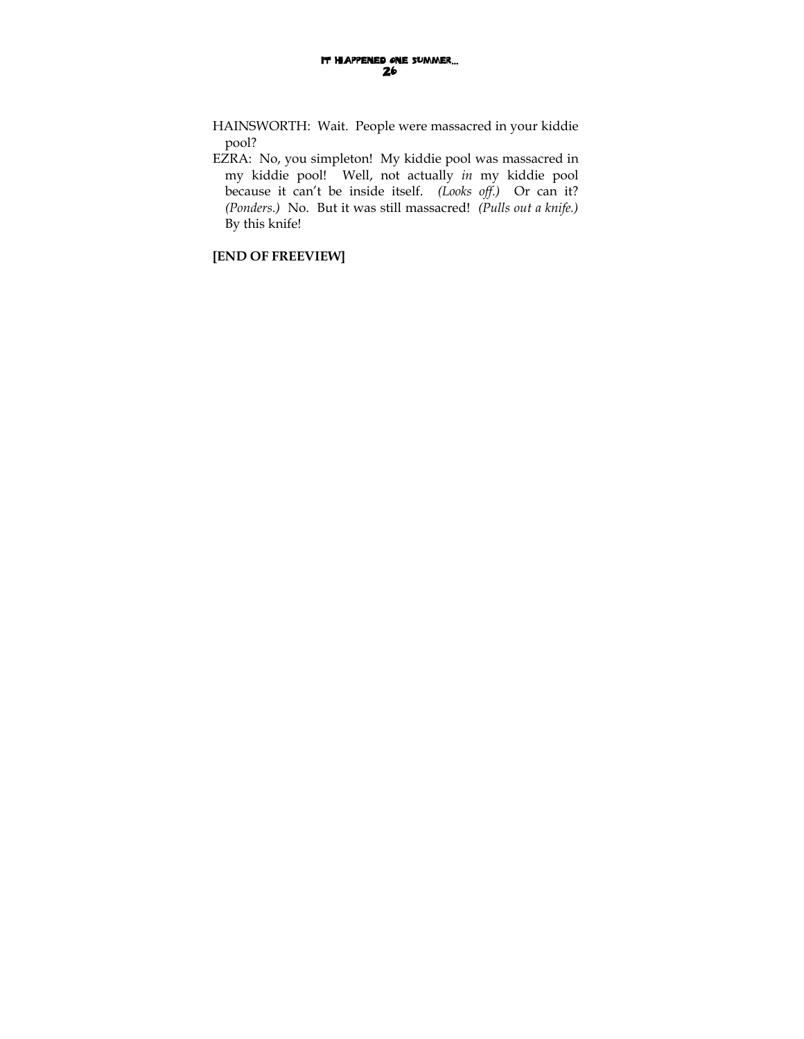HAINSWORTH: Wait. People were massacred in your kiddie pool?

EZRA: No, you simpleton! My kiddie pool was massacred in my kiddie pool! Well, not actually *in* my kiddie pool because it can't be inside itself. *(Looks off.)* Or can it? *(Ponders.)* No. But it was still massacred! *(Pulls out a knife.)* By this knife!

**[END OF FREEVIEW]**